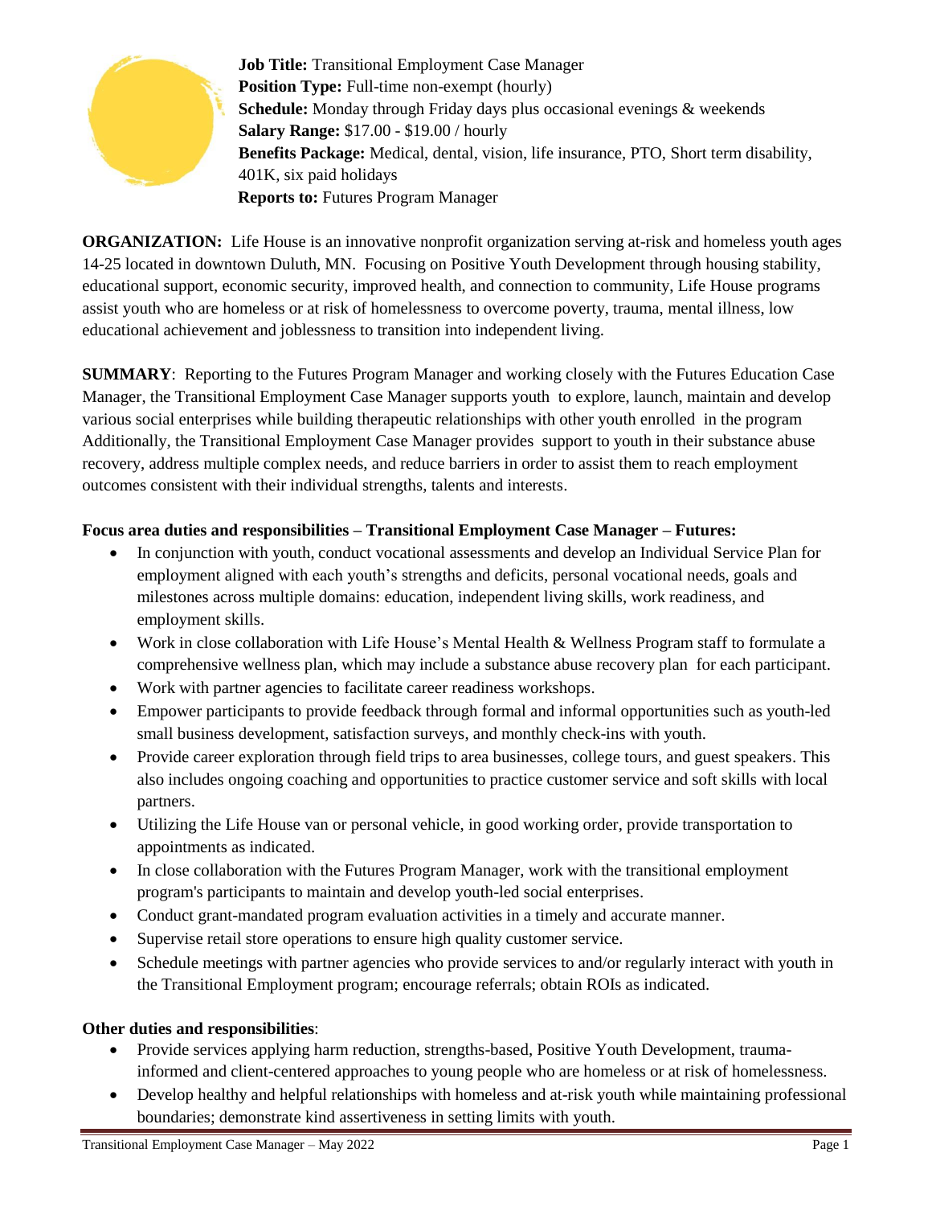**Job Title:** Transitional Employment Case Manager
**Position Type:** Full-time non-exempt (hourly)
**Schedule:** Monday through Friday days plus occasional evenings & weekends
**Salary Range:** $17.00 - $19.00 / hourly
**Benefits Package:** Medical, dental, vision, life insurance, PTO, Short term disability, 401K, six paid holidays
**Reports to:** Futures Program Manager

**ORGANIZATION:** Life House is an innovative nonprofit organization serving at-risk and homeless youth ages 14-25 located in downtown Duluth, MN. Focusing on Positive Youth Development through housing stability, educational support, economic security, improved health, and connection to community, Life House programs assist youth who are homeless or at risk of homelessness to overcome poverty, trauma, mental illness, low educational achievement and joblessness to transition into independent living.

**SUMMARY**: Reporting to the Futures Program Manager and working closely with the Futures Education Case Manager, the Transitional Employment Case Manager supports youth to explore, launch, maintain and develop various social enterprises while building therapeutic relationships with other youth enrolled in the program Additionally, the Transitional Employment Case Manager provides support to youth in their substance abuse recovery, address multiple complex needs, and reduce barriers in order to assist them to reach employment outcomes consistent with their individual strengths, talents and interests.

**Focus area duties and responsibilities – Transitional Employment Case Manager – Futures:**

- In conjunction with youth, conduct vocational assessments and develop an Individual Service Plan for employment aligned with each youth's strengths and deficits, personal vocational needs, goals and milestones across multiple domains: education, independent living skills, work readiness, and employment skills.
- Work in close collaboration with Life House's Mental Health & Wellness Program staff to formulate a comprehensive wellness plan, which may include a substance abuse recovery plan for each participant.
- Work with partner agencies to facilitate career readiness workshops.
- Empower participants to provide feedback through formal and informal opportunities such as youth-led small business development, satisfaction surveys, and monthly check-ins with youth.
- Provide career exploration through field trips to area businesses, college tours, and guest speakers. This also includes ongoing coaching and opportunities to practice customer service and soft skills with local partners.
- Utilizing the Life House van or personal vehicle, in good working order, provide transportation to appointments as indicated.
- In close collaboration with the Futures Program Manager, work with the transitional employment program's participants to maintain and develop youth-led social enterprises.
- Conduct grant-mandated program evaluation activities in a timely and accurate manner.
- Supervise retail store operations to ensure high quality customer service.
- Schedule meetings with partner agencies who provide services to and/or regularly interact with youth in the Transitional Employment program; encourage referrals; obtain ROIs as indicated.

**Other duties and responsibilities**:

- Provide services applying harm reduction, strengths-based, Positive Youth Development, trauma-informed and client-centered approaches to young people who are homeless or at risk of homelessness.
- Develop healthy and helpful relationships with homeless and at-risk youth while maintaining professional boundaries; demonstrate kind assertiveness in setting limits with youth.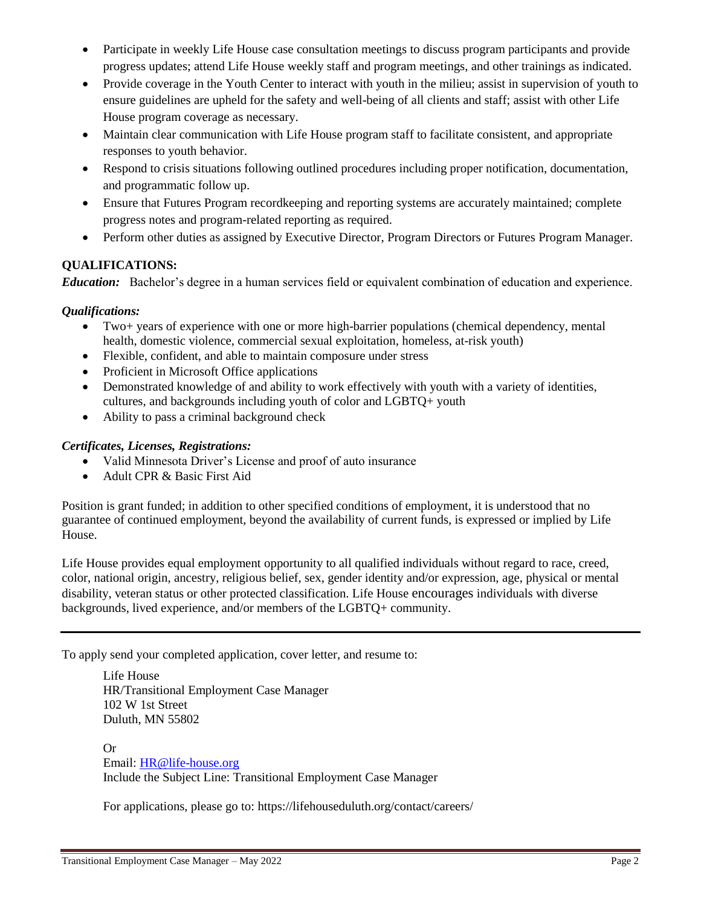- Participate in weekly Life House case consultation meetings to discuss program participants and provide progress updates; attend Life House weekly staff and program meetings, and other trainings as indicated.
- Provide coverage in the Youth Center to interact with youth in the milieu; assist in supervision of youth to ensure guidelines are upheld for the safety and well-being of all clients and staff; assist with other Life House program coverage as necessary.
- Maintain clear communication with Life House program staff to facilitate consistent, and appropriate responses to youth behavior.
- Respond to crisis situations following outlined procedures including proper notification, documentation, and programmatic follow up.
- Ensure that Futures Program recordkeeping and reporting systems are accurately maintained; complete progress notes and program-related reporting as required.
- Perform other duties as assigned by Executive Director, Program Directors or Futures Program Manager.

**QUALIFICATIONS:**

***Education:*** Bachelor's degree in a human services field or equivalent combination of education and experience.

***Qualifications:***

- Two+ years of experience with one or more high-barrier populations (chemical dependency, mental health, domestic violence, commercial sexual exploitation, homeless, at-risk youth)
- Flexible, confident, and able to maintain composure under stress
- Proficient in Microsoft Office applications
- Demonstrated knowledge of and ability to work effectively with youth with a variety of identities, cultures, and backgrounds including youth of color and LGBTQ+ youth
- Ability to pass a criminal background check

***Certificates, Licenses, Registrations:***

- Valid Minnesota Driver's License and proof of auto insurance
- Adult CPR & Basic First Aid

Position is grant funded; in addition to other specified conditions of employment, it is understood that no guarantee of continued employment, beyond the availability of current funds, is expressed or implied by Life House.

Life House provides equal employment opportunity to all qualified individuals without regard to race, creed, color, national origin, ancestry, religious belief, sex, gender identity and/or expression, age, physical or mental disability, veteran status or other protected classification. Life House encourages individuals with diverse backgrounds, lived experience, and/or members of the LGBTQ+ community.

---

To apply send your completed application, cover letter, and resume to:

Life House
HR/Transitional Employment Case Manager
102 W 1st Street
Duluth, MN 55802

Or
Email: HR@life-house.org
Include the Subject Line: Transitional Employment Case Manager

For applications, please go to: https://lifehouseduluth.org/contact/careers/